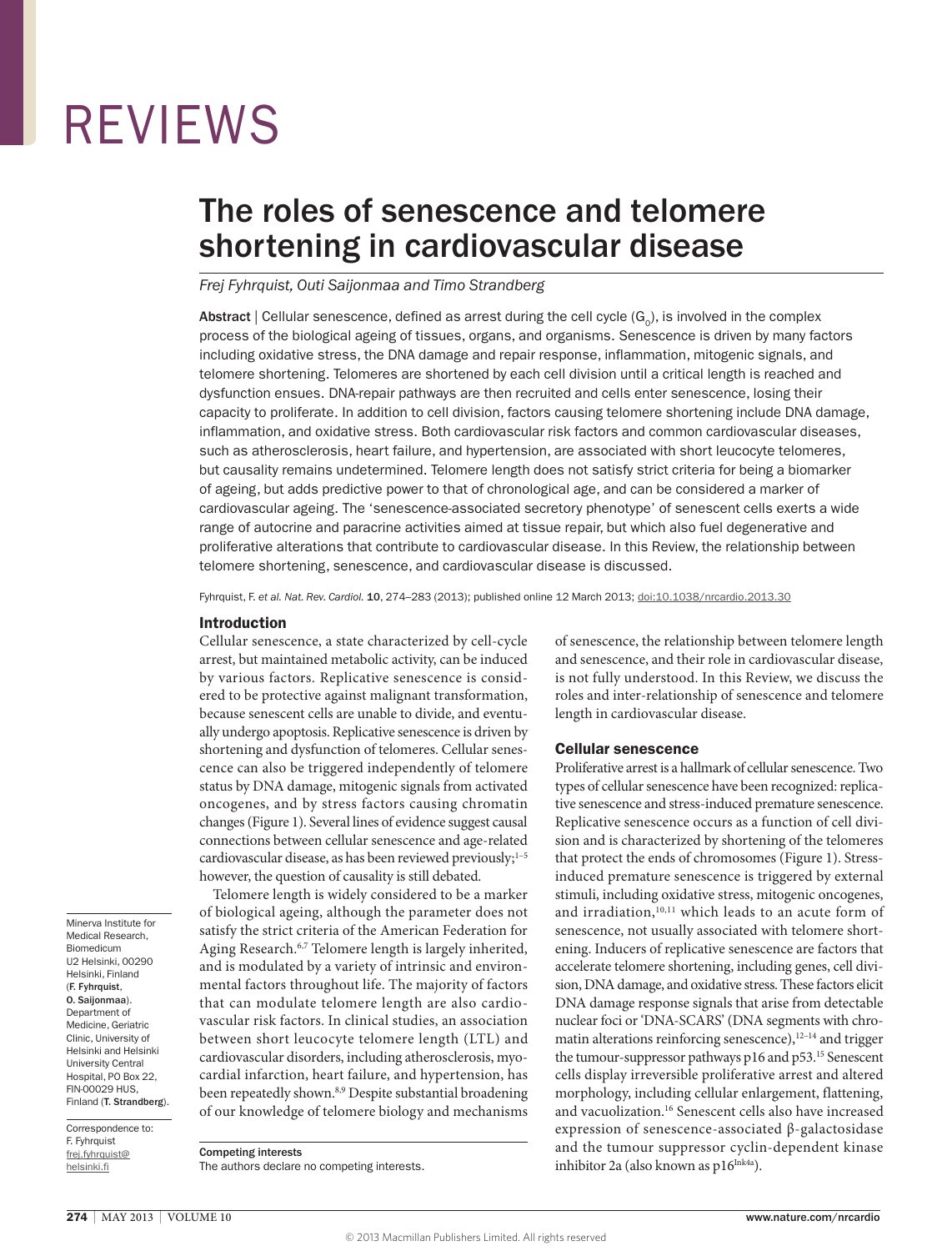# REVIEWS

# The roles of senescence and telomere shortening in cardiovascular disease

*Frej Fyhrquist, Outi Saijonmaa and Timo Strandberg*

**Abstract** | Cellular senescence, defined as arrest during the cell cycle ($G_0$), is involved in the complex process of the biological ageing of tissues, organs, and organisms. Senescence is driven by many factors including oxidative stress, the DNA damage and repair response, inflammation, mitogenic signals, and telomere shortening. Telomeres are shortened by each cell division until a critical length is reached and dysfunction ensues. DNA-repair pathways are then recruited and cells enter senescence, losing their capacity to proliferate. In addition to cell division, factors causing telomere shortening include DNA damage, inflammation, and oxidative stress. Both cardiovascular risk factors and common cardiovascular diseases, such as atherosclerosis, heart failure, and hypertension, are associated with short leucocyte telomeres, but causality remains undetermined. Telomere length does not satisfy strict criteria for being a biomarker of ageing, but adds predictive power to that of chronological age, and can be considered a marker of cardiovascular ageing. The 'senescence-associated secretory phenotype' of senescent cells exerts a wide range of autocrine and paracrine activities aimed at tissue repair, but which also fuel degenerative and proliferative alterations that contribute to cardiovascular disease. In this Review, the relationship between telomere shortening, senescence, and cardiovascular disease is discussed.

Fyhrquist, F. *et al. Nat. Rev. Cardiol.* **10**, 274–283 (2013); published online 12 March 2013; doi:10.1038/nrcardio.2013.30

## Introduction

Cellular senescence, a state characterized by cell-cycle arrest, but maintained metabolic activity, can be induced by various factors. Replicative senescence is considered to be protective against malignant transformation, because senescent cells are unable to divide, and eventually undergo apoptosis. Replicative senescence is driven by shortening and dysfunction of telomeres. Cellular senescence can also be triggered independently of telomere status by DNA damage, mitogenic signals from activated oncogenes, and by stress factors causing chromatin changes (Figure 1). Several lines of evidence suggest causal connections between cellular senescence and age-related cardiovascular disease, as has been reviewed previously;[1–5] however, the question of causality is still debated.

Telomere length is widely considered to be a marker of biological ageing, although the parameter does not satisfy the strict criteria of the American Federation for Aging Research.[6,7] Telomere length is largely inherited, and is modulated by a variety of intrinsic and environmental factors throughout life. The majority of factors that can modulate telomere length are also cardiovascular risk factors. In clinical studies, an association between short leucocyte telomere length (LTL) and cardiovascular disorders, including atherosclerosis, myocardial infarction, heart failure, and hypertension, has been repeatedly shown.[8,9] Despite substantial broadening of our knowledge of telomere biology and mechanisms of senescence, the relationship between telomere length and senescence, and their role in cardiovascular disease, is not fully understood. In this Review, we discuss the roles and inter-relationship of senescence and telomere length in cardiovascular disease.

## Cellular senescence

Proliferative arrest is a hallmark of cellular senescence. Two types of cellular senescence have been recognized: replicative senescence and stress-induced premature senescence. Replicative senescence occurs as a function of cell division and is characterized by shortening of the telomeres that protect the ends of chromosomes (Figure 1). Stress-induced premature senescence is triggered by external stimuli, including oxidative stress, mitogenic oncogenes, and irradiation,[10,11] which leads to an acute form of senescence, not usually associated with telomere shortening. Inducers of replicative senescence are factors that accelerate telomere shortening, including genes, cell division, DNA damage, and oxidative stress. These factors elicit DNA damage response signals that arise from detectable nuclear foci or 'DNA-SCARS' (DNA segments with chromatin alterations reinforcing senescence),[12–14] and trigger the tumour-suppressor pathways p16 and p53.[15] Senescent cells display irreversible proliferative arrest and altered morphology, including cellular enlargement, flattening, and vacuolization.[16] Senescent cells also have increased expression of senescence-associated β-galactosidase and the tumour suppressor cyclin-dependent kinase inhibitor 2a (also known as $p16^{Ink4a}$).

Minerva Institute for Medical Research, Biomedicum U2 Helsinki, 00290 Helsinki, Finland (**F. Fyhrquist**, **O. Saijonmaa**). Department of Medicine, Geriatric Clinic, University of Helsinki and Helsinki University Central Hospital, PO Box 22, FIN-00029 HUS, Finland (**T. Strandberg**).

Correspondence to: F. Fyhrquist frej.fyhrquist@helsinki.fi

**Competing interests**
The authors declare no competing interests.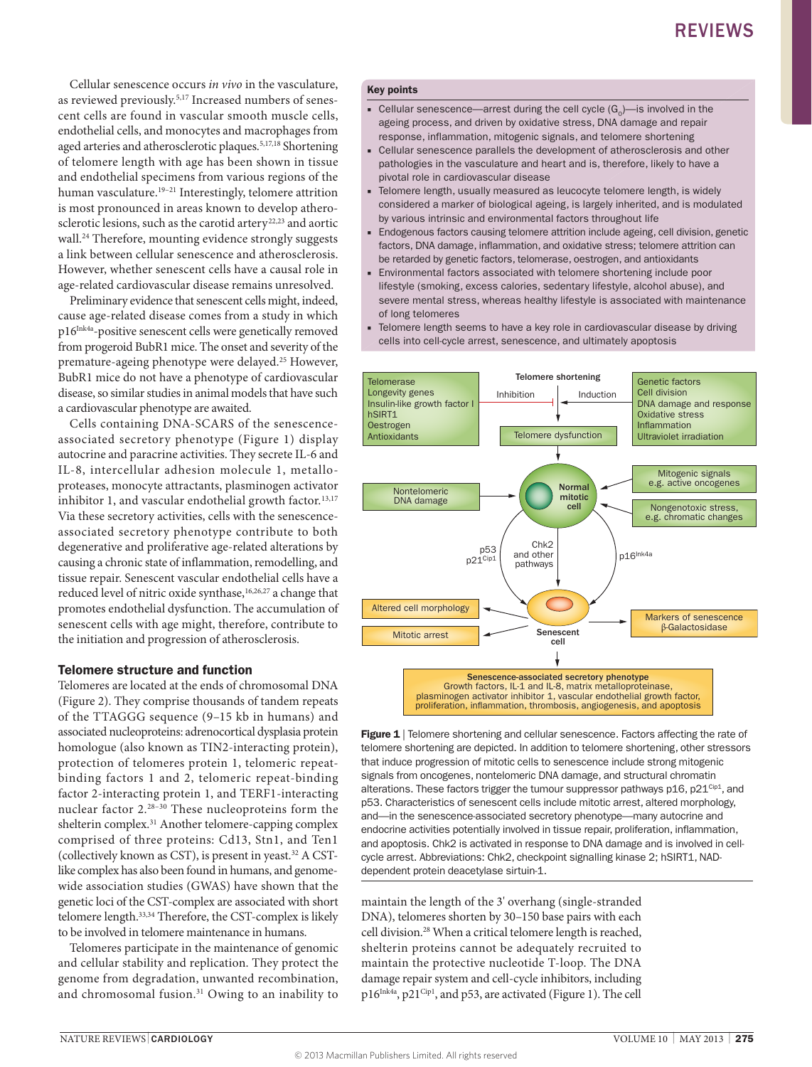Cellular senescence occurs *in vivo* in the vasculature, as reviewed previously.[5,17] Increased numbers of senescent cells are found in vascular smooth muscle cells, endothelial cells, and monocytes and macrophages from aged arteries and atherosclerotic plaques.[5,17,18] Shortening of telomere length with age has been shown in tissue and endothelial specimens from various regions of the human vasculature.[19–21] Interestingly, telomere attrition is most pronounced in areas known to develop atherosclerotic lesions, such as the carotid artery[22,23] and aortic wall.[24] Therefore, mounting evidence strongly suggests a link between cellular senescence and atherosclerosis. However, whether senescent cells have a causal role in age-related cardiovascular disease remains unresolved.

Preliminary evidence that senescent cells might, indeed, cause age-related disease comes from a study in which p16$^{Ink4a}$-positive senescent cells were genetically removed from progeroid BubR1 mice. The onset and severity of the premature-ageing phenotype were delayed.[25] However, BubR1 mice do not have a phenotype of cardiovascular disease, so similar studies in animal models that have such a cardiovascular phenotype are awaited.

Cells containing DNA-SCARS of the senescence-associated secretory phenotype (Figure 1) display autocrine and paracrine activities. They secrete IL-6 and IL-8, intercellular adhesion molecule 1, metalloproteases, monocyte attractants, plasminogen activator inhibitor 1, and vascular endothelial growth factor.[13,17] Via these secretory activities, cells with the senescence-associated secretory phenotype contribute to both degenerative and proliferative age-related alterations by causing a chronic state of inflammation, remodelling, and tissue repair. Senescent vascular endothelial cells have a reduced level of nitric oxide synthase,[16,26,27] a change that promotes endothelial dysfunction. The accumulation of senescent cells with age might, therefore, contribute to the initiation and progression of atherosclerosis.

## Telomere structure and function

Telomeres are located at the ends of chromosomal DNA (Figure 2). They comprise thousands of tandem repeats of the TTAGGG sequence (9–15 kb in humans) and associated nucleoproteins: adrenocortical dysplasia protein homologue (also known as TIN2-interacting protein), protection of telomeres protein 1, telomeric repeat-binding factors 1 and 2, telomeric repeat-binding factor 2-interacting protein 1, and TERF1-interacting nuclear factor 2.[28–30] These nucleoproteins form the shelterin complex.[31] Another telomere-capping complex comprised of three proteins: Cd13, Stn1, and Ten1 (collectively known as CST), is present in yeast.[32] A CST-like complex has also been found in humans, and genome-wide association studies (GWAS) have shown that the genetic loci of the CST-complex are associated with short telomere length.[33,34] Therefore, the CST-complex is likely to be involved in telomere maintenance in humans.

Telomeres participate in the maintenance of genomic and cellular stability and replication. They protect the genome from degradation, unwanted recombination, and chromosomal fusion.[31] Owing to an inability to maintain the length of the 3′ overhang (single-stranded DNA), telomeres shorten by 30–150 base pairs with each cell division.[28] When a critical telomere length is reached, shelterin proteins cannot be adequately recruited to maintain the protective nucleotide T-loop. The DNA damage repair system and cell-cycle inhibitors, including p16$^{Ink4a}$, p21$^{Cip1}$, and p53, are activated (Figure 1). The cell

### Key points

- Cellular senescence—arrest during the cell cycle ($G_0$)—is involved in the ageing process, and driven by oxidative stress, DNA damage and repair response, inflammation, mitogenic signals, and telomere shortening
- Cellular senescence parallels the development of atherosclerosis and other pathologies in the vasculature and heart and is, therefore, likely to have a pivotal role in cardiovascular disease
- Telomere length, usually measured as leucocyte telomere length, is widely considered a marker of biological ageing, is largely inherited, and is modulated by various intrinsic and environmental factors throughout life
- Endogenous factors causing telomere attrition include ageing, cell division, genetic factors, DNA damage, inflammation, and oxidative stress; telomere attrition can be retarded by genetic factors, telomerase, oestrogen, and antioxidants
- Environmental factors associated with telomere shortening include poor lifestyle (smoking, excess calories, sedentary lifestyle, alcohol abuse), and severe mental stress, whereas healthy lifestyle is associated with maintenance of long telomeres
- Telomere length seems to have a key role in cardiovascular disease by driving cells into cell-cycle arrest, senescence, and ultimately apoptosis

**Figure 1** | Telomere shortening and cellular senescence. Factors affecting the rate of telomere shortening are depicted. In addition to telomere shortening, other stressors that induce progression of mitotic cells to senescence include strong mitogenic signals from oncogenes, nontelomeric DNA damage, and structural chromatin alterations. These factors trigger the tumour suppressor pathways p16, p21$^{Cip1}$, and p53. Characteristics of senescent cells include mitotic arrest, altered morphology, and—in the senescence-associated secretory phenotype—many autocrine and endocrine activities potentially involved in tissue repair, proliferation, inflammation, and apoptosis. Chk2 is activated in response to DNA damage and is involved in cell-cycle arrest. Abbreviations: Chk2, checkpoint signalling kinase 2; hSIRT1, NAD-dependent protein deacetylase sirtuin-1.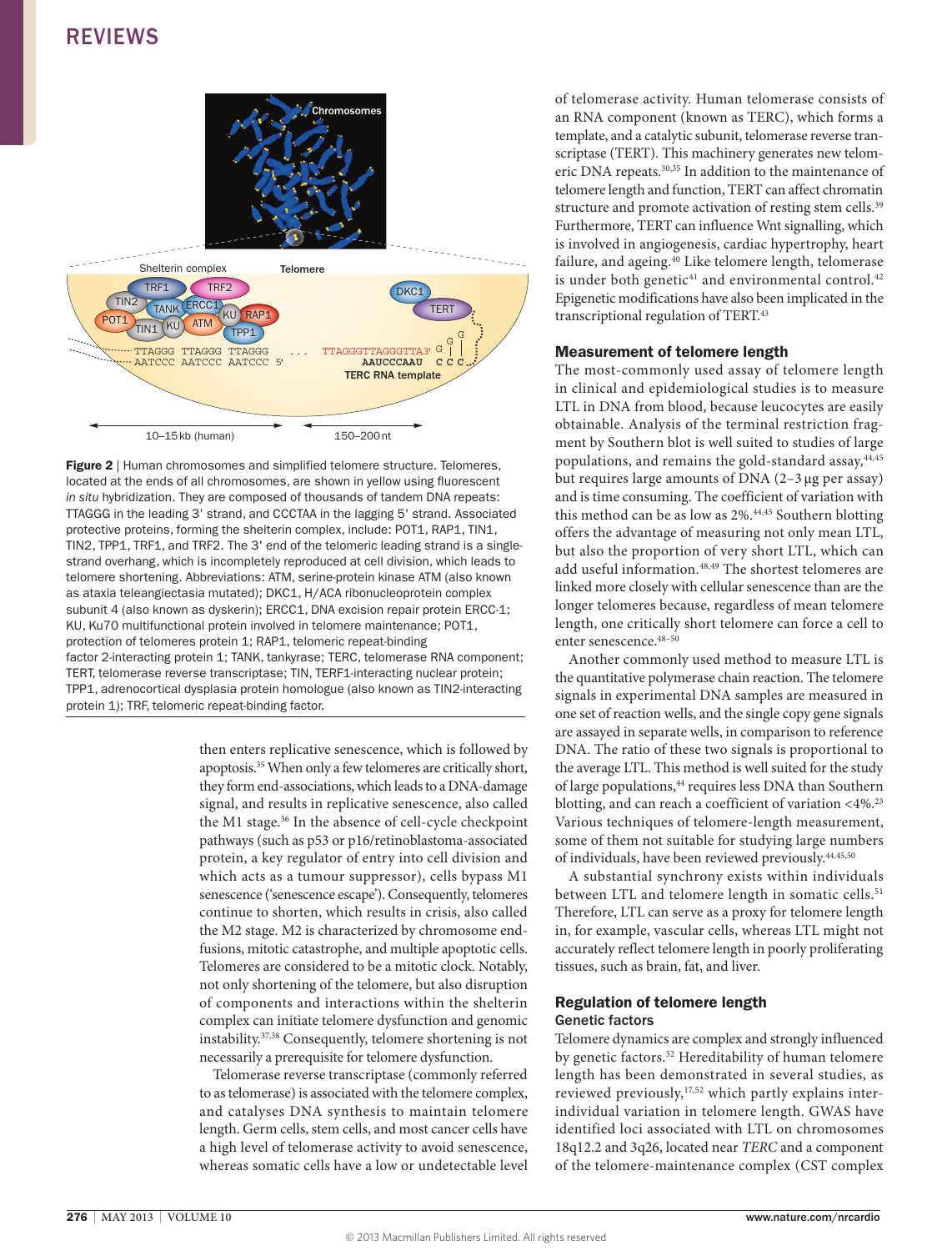Figure 2 | Human chromosomes and simplified telomere structure. Telomeres, located at the ends of all chromosomes, are shown in yellow using fluorescent *in situ* hybridization. They are composed of thousands of tandem DNA repeats: TTAGGG in the leading 3' strand, and CCCTAA in the lagging 5' strand. Associated protective proteins, forming the shelterin complex, include: POT1, RAP1, TIN1, TIN2, TPP1, TRF1, and TRF2. The 3' end of the telomeric leading strand is a single-strand overhang, which is incompletely reproduced at cell division, which leads to telomere shortening. Abbreviations: ATM, serine-protein kinase ATM (also known as ataxia teleangiectasia mutated); DKC1, H/ACA ribonucleoprotein complex subunit 4 (also known as dyskerin); ERCC1, DNA excision repair protein ERCC-1; KU, Ku70 multifunctional protein involved in telomere maintenance; POT1, protection of telomeres protein 1; RAP1, telomeric repeat-binding factor 2-interacting protein 1; TANK, tankyrase; TERC, telomerase RNA component; TERT, telomerase reverse transcriptase; TIN, TERF1-interacting nuclear protein; TPP1, adrenocortical dysplasia protein homologue (also known as TIN2-interacting protein 1); TRF, telomeric repeat-binding factor.

then enters replicative senescence, which is followed by apoptosis.[35] When only a few telomeres are critically short, they form end-associations, which leads to a DNA-damage signal, and results in replicative senescence, also called the M1 stage.[36] In the absence of cell-cycle checkpoint pathways (such as p53 or p16/retinoblastoma-associated protein, a key regulator of entry into cell division and which acts as a tumour suppressor), cells bypass M1 senescence ('senescence escape'). Consequently, telomeres continue to shorten, which results in crisis, also called the M2 stage. M2 is characterized by chromosome end-fusions, mitotic catastrophe, and multiple apoptotic cells. Telomeres are considered to be a mitotic clock. Notably, not only shortening of the telomere, but also disruption of components and interactions within the shelterin complex can initiate telomere dysfunction and genomic instability.[37,38] Consequently, telomere shortening is not necessarily a prerequisite for telomere dysfunction.

Telomerase reverse transcriptase (commonly referred to as telomerase) is associated with the telomere complex, and catalyses DNA synthesis to maintain telomere length. Germ cells, stem cells, and most cancer cells have a high level of telomerase activity to avoid senescence, whereas somatic cells have a low or undetectable level of telomerase activity. Human telomerase consists of an RNA component (known as TERC), which forms a template, and a catalytic subunit, telomerase reverse transcriptase (TERT). This machinery generates new telomeric DNA repeats.[30,35] In addition to the maintenance of telomere length and function, TERT can affect chromatin structure and promote activation of resting stem cells.[39] Furthermore, TERT can influence Wnt signalling, which is involved in angiogenesis, cardiac hypertrophy, heart failure, and ageing.[40] Like telomere length, telomerase is under both genetic[41] and environmental control.[42] Epigenetic modifications have also been implicated in the transcriptional regulation of TERT.[43]

### Measurement of telomere length

The most-commonly used assay of telomere length in clinical and epidemiological studies is to measure LTL in DNA from blood, because leucocytes are easily obtainable. Analysis of the terminal restriction fragment by Southern blot is well suited to studies of large populations, and remains the gold-standard assay,[44,45] but requires large amounts of DNA (2–3 μg per assay) and is time consuming. The coefficient of variation with this method can be as low as 2%.[44,45] Southern blotting offers the advantage of measuring not only mean LTL, but also the proportion of very short LTL, which can add useful information.[48,49] The shortest telomeres are linked more closely with cellular senescence than are the longer telomeres because, regardless of mean telomere length, one critically short telomere can force a cell to enter senescence.[48–50]

Another commonly used method to measure LTL is the quantitative polymerase chain reaction. The telomere signals in experimental DNA samples are measured in one set of reaction wells, and the single copy gene signals are assayed in separate wells, in comparison to reference DNA. The ratio of these two signals is proportional to the average LTL. This method is well suited for the study of large populations,[44] requires less DNA than Southern blotting, and can reach a coefficient of variation <4%.[23] Various techniques of telomere-length measurement, some of them not suitable for studying large numbers of individuals, have been reviewed previously.[44,45,50]

A substantial synchrony exists within individuals between LTL and telomere length in somatic cells.[51] Therefore, LTL can serve as a proxy for telomere length in, for example, vascular cells, whereas LTL might not accurately reflect telomere length in poorly proliferating tissues, such as brain, fat, and liver.

### Regulation of telomere length

#### Genetic factors

Telomere dynamics are complex and strongly influenced by genetic factors.[52] Hereditability of human telomere length has been demonstrated in several studies, as reviewed previously,[17,52] which partly explains inter-individual variation in telomere length. GWAS have identified loci associated with LTL on chromosomes 18q12.2 and 3q26, located near *TERC* and a component of the telomere-maintenance complex (CST complex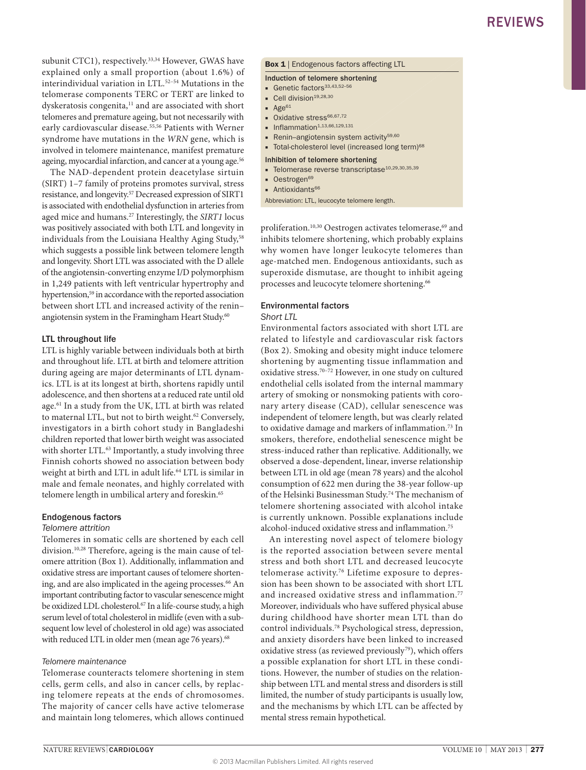subunit CTC1), respectively.[33,34] However, GWAS have explained only a small proportion (about 1.6%) of interindividual variation in LTL.[52–54] Mutations in the telomerase components TERC or TERT are linked to dyskeratosis congenita,[11] and are associated with short telomeres and premature ageing, but not necessarily with early cardiovascular disease.[55,56] Patients with Werner syndrome have mutations in the *WRN* gene, which is involved in telomere maintenance, manifest premature ageing, myocardial infarction, and cancer at a young age.[56]

The NAD-dependent protein deacetylase sirtuin (SIRT) 1–7 family of proteins promotes survival, stress resistance, and longevity.[57] Decreased expression of SIRT1 is associated with endothelial dysfunction in arteries from aged mice and humans.[27] Interestingly, the *SIRT1* locus was positively associated with both LTL and longevity in individuals from the Louisiana Healthy Aging Study,[58] which suggests a possible link between telomere length and longevity. Short LTL was associated with the D allele of the angiotensin-converting enzyme I/D polymorphism in 1,249 patients with left ventricular hypertrophy and hypertension,[59] in accordance with the reported association between short LTL and increased activity of the renin–angiotensin system in the Framingham Heart Study.[60]

### LTL throughout life

LTL is highly variable between individuals both at birth and throughout life. LTL at birth and telomere attrition during ageing are major determinants of LTL dynamics. LTL is at its longest at birth, shortens rapidly until adolescence, and then shortens at a reduced rate until old age.[61] In a study from the UK, LTL at birth was related to maternal LTL, but not to birth weight.[62] Conversely, investigators in a birth cohort study in Bangladeshi children reported that lower birth weight was associated with shorter LTL.[63] Importantly, a study involving three Finnish cohorts showed no association between body weight at birth and LTL in adult life.[64] LTL is similar in male and female neonates, and highly correlated with telomere length in umbilical artery and foreskin.[65]

### Endogenous factors

#### *Telomere attrition*

Telomeres in somatic cells are shortened by each cell division.[10,28] Therefore, ageing is the main cause of telomere attrition (Box 1). Additionally, inflammation and oxidative stress are important causes of telomere shortening, and are also implicated in the ageing processes.[66] An important contributing factor to vascular senescence might be oxidized LDL cholesterol.[67] In a life-course study, a high serum level of total cholesterol in midlife (even with a subsequent low level of cholesterol in old age) was associated with reduced LTL in older men (mean age 76 years).[68]

#### *Telomere maintenance*

Telomerase counteracts telomere shortening in stem cells, germ cells, and also in cancer cells, by replacing telomere repeats at the ends of chromosomes. The majority of cancer cells have active telomerase and maintain long telomeres, which allows continued proliferation.[10,30] Oestrogen activates telomerase,[69] and inhibits telomere shortening, which probably explains why women have longer leukocyte telomeres than age-matched men. Endogenous antioxidants, such as superoxide dismutase, are thought to inhibit ageing processes and leucocyte telomere shortening.[66]

> **Box 1** | Endogenous factors affecting LTL
>
> **Induction of telomere shortening**
> - Genetic factors[33,43,52–56]
> - Cell division[19,28,30]
> - Age[61]
> - Oxidative stress[66,67,72]
> - Inflammation[1,13,66,129,131]
> - Renin–angiotensin system activity[59,60]
> - Total-cholesterol level (increased long term)[68]
>
> **Inhibition of telomere shortening**
> - Telomerase reverse transcriptase[10,29,30,35,39]
> - Oestrogen[69]
> - Antioxidants[66]
>
> Abbreviation: LTL, leucocyte telomere length.

### Environmental factors

#### *Short LTL*

Environmental factors associated with short LTL are related to lifestyle and cardiovascular risk factors (Box 2). Smoking and obesity might induce telomere shortening by augmenting tissue inflammation and oxidative stress.[70–72] However, in one study on cultured endothelial cells isolated from the internal mammary artery of smoking or nonsmoking patients with coronary artery disease (CAD), cellular senescence was independent of telomere length, but was clearly related to oxidative damage and markers of inflammation.[73] In smokers, therefore, endothelial senescence might be stress-induced rather than replicative. Additionally, we observed a dose-dependent, linear, inverse relationship between LTL in old age (mean 78 years) and the alcohol consumption of 622 men during the 38-year follow-up of the Helsinki Businessman Study.[74] The mechanism of telomere shortening associated with alcohol intake is currently unknown. Possible explanations include alcohol-induced oxidative stress and inflammation.[75]

An interesting novel aspect of telomere biology is the reported association between severe mental stress and both short LTL and decreased leucocyte telomerase activity.[76] Lifetime exposure to depression has been shown to be associated with short LTL and increased oxidative stress and inflammation.[77] Moreover, individuals who have suffered physical abuse during childhood have shorter mean LTL than do control individuals.[78] Psychological stress, depression, and anxiety disorders have been linked to increased oxidative stress (as reviewed previously[79]), which offers a possible explanation for short LTL in these conditions. However, the number of studies on the relationship between LTL and mental stress and disorders is still limited, the number of study participants is usually low, and the mechanisms by which LTL can be affected by mental stress remain hypothetical.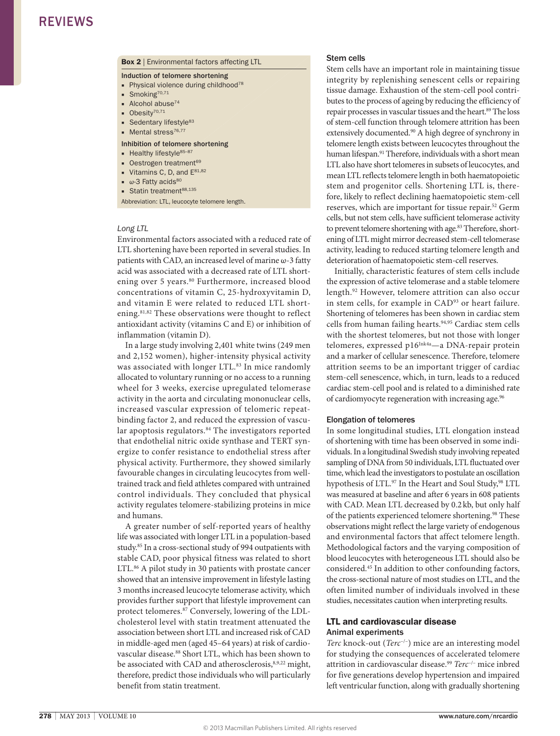**Box 2 | Environmental factors affecting LTL**

**Induction of telomere shortening**

- Physical violence during childhood[78]
- Smoking[70,71]
- Alcohol abuse[74]
- Obesity[70,71]
- Sedentary lifestyle[83]
- Mental stress[76,77]

**Inhibition of telomere shortening**

- Healthy lifestyle[85–87]
- Oestrogen treatment[69]
- Vitamins C, D, and E[81,82]
- ω-3 Fatty acids[80]
- Statin treatment[88,135]

Abbreviation: LTL, leucocyte telomere length.

### *Long LTL*

Environmental factors associated with a reduced rate of LTL shortening have been reported in several studies. In patients with CAD, an increased level of marine ω-3 fatty acid was associated with a decreased rate of LTL shortening over 5 years.[80] Furthermore, increased blood concentrations of vitamin C, 25-hydroxyvitamin D, and vitamin E were related to reduced LTL shortening.[81,82] These observations were thought to reflect antioxidant activity (vitamins C and E) or inhibition of inflammation (vitamin D).

In a large study involving 2,401 white twins (249 men and 2,152 women), higher-intensity physical activity was associated with longer LTL.[83] In mice randomly allocated to voluntary running or no access to a running wheel for 3 weeks, exercise upregulated telomerase activity in the aorta and circulating mononuclear cells, increased vascular expression of telomeric repeat-binding factor 2, and reduced the expression of vascular apoptosis regulators.[84] The investigators reported that endothelial nitric oxide synthase and TERT synergize to confer resistance to endothelial stress after physical activity. Furthermore, they showed similarly favourable changes in circulating leucocytes from well-trained track and field athletes compared with untrained control individuals. They concluded that physical activity regulates telomere-stabilizing proteins in mice and humans.

A greater number of self-reported years of healthy life was associated with longer LTL in a population-based study.[85] In a cross-sectional study of 994 outpatients with stable CAD, poor physical fitness was related to short LTL.[86] A pilot study in 30 patients with prostate cancer showed that an intensive improvement in lifestyle lasting 3 months increased leucocyte telomerase activity, which provides further support that lifestyle improvement can protect telomeres.[87] Conversely, lowering of the LDL-cholesterol level with statin treatment attenuated the association between short LTL and increased risk of CAD in middle-aged men (aged 45–64 years) at risk of cardiovascular disease.[88] Short LTL, which has been shown to be associated with CAD and atherosclerosis,[8,9,22] might, therefore, predict those individuals who will particularly benefit from statin treatment.

### Stem cells

Stem cells have an important role in maintaining tissue integrity by replenishing senescent cells or repairing tissue damage. Exhaustion of the stem-cell pool contributes to the process of ageing by reducing the efficiency of repair processes in vascular tissues and the heart.[89] The loss of stem-cell function through telomere attrition has been extensively documented.[90] A high degree of synchrony in telomere length exists between leucocytes throughout the human lifespan.[91] Therefore, individuals with a short mean LTL also have short telomeres in subsets of leucocytes, and mean LTL reflects telomere length in both haematopoietic stem and progenitor cells. Shortening LTL is, therefore, likely to reflect declining haematopoietic stem-cell reserves, which are important for tissue repair.[52] Germ cells, but not stem cells, have sufficient telomerase activity to prevent telomere shortening with age.[83] Therefore, shortening of LTL might mirror decreased stem-cell telomerase activity, leading to reduced telomere length and deterioration of haematopoietic stem-cell reserves.

Initially, characteristic features of stem cells include the expression of active telomerase and a stable telomere length.[92] However, telomere attrition can also occur in stem cells, for example in CAD[93] or heart failure. Shortening of telomeres has been shown in cardiac stem cells from human failing hearts.[94,95] Cardiac stem cells with the shortest telomeres, but not those with longer telomeres, expressed p16$^{Ink4a}$—a DNA-repair protein and a marker of cellular senescence. Therefore, telomere attrition seems to be an important trigger of cardiac stem-cell senescence, which, in turn, leads to a reduced cardiac stem-cell pool and is related to a diminished rate of cardiomyocyte regeneration with increasing age.[96]

### Elongation of telomeres

In some longitudinal studies, LTL elongation instead of shortening with time has been observed in some individuals. In a longitudinal Swedish study involving repeated sampling of DNA from 50 individuals, LTL fluctuated over time, which lead the investigators to postulate an oscillation hypothesis of LTL.[97] In the Heart and Soul Study,[98] LTL was measured at baseline and after 6 years in 608 patients with CAD. Mean LTL decreased by 0.2 kb, but only half of the patients experienced telomere shortening.[98] These observations might reflect the large variety of endogenous and environmental factors that affect telomere length. Methodological factors and the varying composition of blood leucocytes with heterogeneous LTL should also be considered.[45] In addition to other confounding factors, the cross-sectional nature of most studies on LTL, and the often limited number of individuals involved in these studies, necessitates caution when interpreting results.

## LTL and cardiovascular disease

### Animal experiments

*Terc* knock-out (*Terc*$^{-/-}$) mice are an interesting model for studying the consequences of accelerated telomere attrition in cardiovascular disease.[99] *Terc*$^{-/-}$ mice inbred for five generations develop hypertension and impaired left ventricular function, along with gradually shortening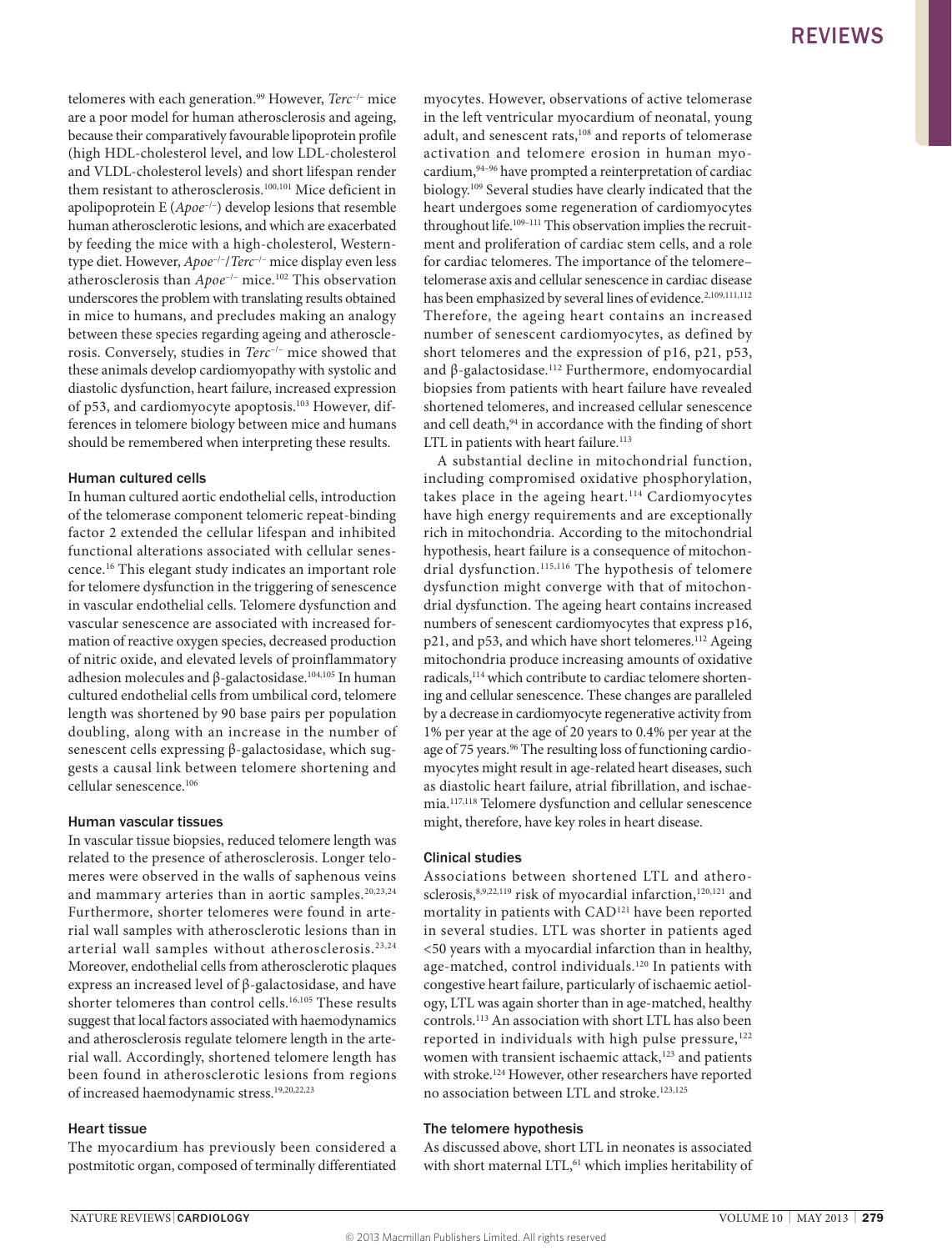telomeres with each generation.[99] However, *Terc*$^{-/-}$ mice are a poor model for human atherosclerosis and ageing, because their comparatively favourable lipoprotein profile (high HDL-cholesterol level, and low LDL-cholesterol and VLDL-cholesterol levels) and short lifespan render them resistant to atherosclerosis.[100,101] Mice deficient in apolipoprotein E (*Apoe*$^{-/-}$) develop lesions that resemble human atherosclerotic lesions, and which are exacerbated by feeding the mice with a high-cholesterol, Western-type diet. However, *Apoe*$^{-/-}$/*Terc*$^{-/-}$ mice display even less atherosclerosis than *Apoe*$^{-/-}$ mice.[102] This observation underscores the problem with translating results obtained in mice to humans, and precludes making an analogy between these species regarding ageing and atherosclerosis. Conversely, studies in *Terc*$^{-/-}$ mice showed that these animals develop cardiomyopathy with systolic and diastolic dysfunction, heart failure, increased expression of p53, and cardiomyocyte apoptosis.[103] However, differences in telomere biology between mice and humans should be remembered when interpreting these results.

### Human cultured cells

In human cultured aortic endothelial cells, introduction of the telomerase component telomeric repeat-binding factor 2 extended the cellular lifespan and inhibited functional alterations associated with cellular senescence.[16] This elegant study indicates an important role for telomere dysfunction in the triggering of senescence in vascular endothelial cells. Telomere dysfunction and vascular senescence are associated with increased formation of reactive oxygen species, decreased production of nitric oxide, and elevated levels of proinflammatory adhesion molecules and β-galactosidase.[104,105] In human cultured endothelial cells from umbilical cord, telomere length was shortened by 90 base pairs per population doubling, along with an increase in the number of senescent cells expressing β-galactosidase, which suggests a causal link between telomere shortening and cellular senescence.[106]

### Human vascular tissues

In vascular tissue biopsies, reduced telomere length was related to the presence of atherosclerosis. Longer telomeres were observed in the walls of saphenous veins and mammary arteries than in aortic samples.[20,23,24] Furthermore, shorter telomeres were found in arterial wall samples with atherosclerotic lesions than in arterial wall samples without atherosclerosis.[23,24] Moreover, endothelial cells from atherosclerotic plaques express an increased level of β-galactosidase, and have shorter telomeres than control cells.[16,105] These results suggest that local factors associated with haemodynamics and atherosclerosis regulate telomere length in the arterial wall. Accordingly, shortened telomere length has been found in atherosclerotic lesions from regions of increased haemodynamic stress.[19,20,22,23]

### Heart tissue

The myocardium has previously been considered a postmitotic organ, composed of terminally differentiated myocytes. However, observations of active telomerase in the left ventricular myocardium of neonatal, young adult, and senescent rats,[108] and reports of telomerase activation and telomere erosion in human myocardium,[94–96] have prompted a reinterpretation of cardiac biology.[109] Several studies have clearly indicated that the heart undergoes some regeneration of cardiomyocytes throughout life.[109–111] This observation implies the recruitment and proliferation of cardiac stem cells, and a role for cardiac telomeres. The importance of the telomere–telomerase axis and cellular senescence in cardiac disease has been emphasized by several lines of evidence.[2,109,111,112] Therefore, the ageing heart contains an increased number of senescent cardiomyocytes, as defined by short telomeres and the expression of p16, p21, p53, and β-galactosidase.[112] Furthermore, endomyocardial biopsies from patients with heart failure have revealed shortened telomeres, and increased cellular senescence and cell death,[94] in accordance with the finding of short LTL in patients with heart failure.[113]

A substantial decline in mitochondrial function, including compromised oxidative phosphorylation, takes place in the ageing heart.[114] Cardiomyocytes have high energy requirements and are exceptionally rich in mitochondria. According to the mitochondrial hypothesis, heart failure is a consequence of mitochondrial dysfunction.[115,116] The hypothesis of telomere dysfunction might converge with that of mitochondrial dysfunction. The ageing heart contains increased numbers of senescent cardiomyocytes that express p16, p21, and p53, and which have short telomeres.[112] Ageing mitochondria produce increasing amounts of oxidative radicals,[114] which contribute to cardiac telomere shortening and cellular senescence. These changes are paralleled by a decrease in cardiomyocyte regenerative activity from 1% per year at the age of 20 years to 0.4% per year at the age of 75 years.[96] The resulting loss of functioning cardiomyocytes might result in age-related heart diseases, such as diastolic heart failure, atrial fibrillation, and ischaemia.[117,118] Telomere dysfunction and cellular senescence might, therefore, have key roles in heart disease.

### Clinical studies

Associations between shortened LTL and atherosclerosis,[8,9,22,119] risk of myocardial infarction,[120,121] and mortality in patients with CAD[121] have been reported in several studies. LTL was shorter in patients aged <50 years with a myocardial infarction than in healthy, age-matched, control individuals.[120] In patients with congestive heart failure, particularly of ischaemic aetiology, LTL was again shorter than in age-matched, healthy controls.[113] An association with short LTL has also been reported in individuals with high pulse pressure,[122] women with transient ischaemic attack,[123] and patients with stroke.[124] However, other researchers have reported no association between LTL and stroke.[123,125]

### The telomere hypothesis

As discussed above, short LTL in neonates is associated with short maternal LTL,[61] which implies heritability of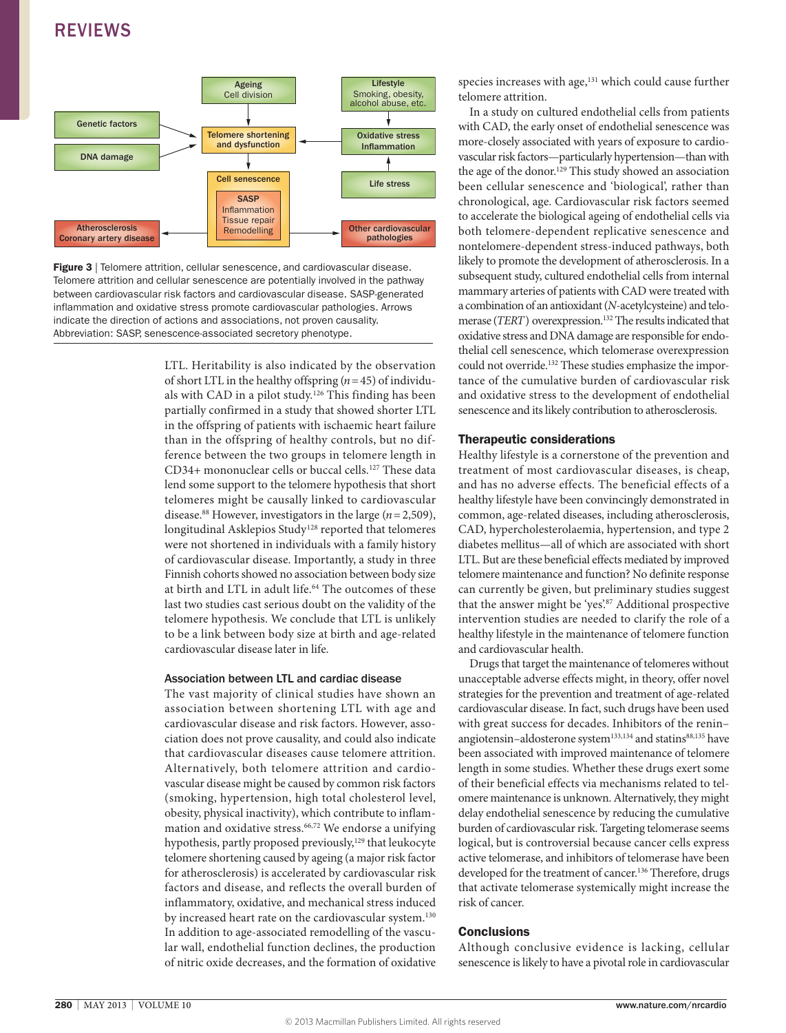**Figure 3** | Telomere attrition, cellular senescence, and cardiovascular disease. Telomere attrition and cellular senescence are potentially involved in the pathway between cardiovascular risk factors and cardiovascular disease. SASP-generated inflammation and oxidative stress promote cardiovascular pathologies. Arrows indicate the direction of actions and associations, not proven causality. Abbreviation: SASP, senescence-associated secretory phenotype.

LTL. Heritability is also indicated by the observation of short LTL in the healthy offspring (*n* = 45) of individuals with CAD in a pilot study.[126] This finding has been partially confirmed in a study that showed shorter LTL in the offspring of patients with ischaemic heart failure than in the offspring of healthy controls, but no difference between the two groups in telomere length in CD34+ mononuclear cells or buccal cells.[127] These data lend some support to the telomere hypothesis that short telomeres might be causally linked to cardiovascular disease.[88] However, investigators in the large (*n* = 2,509), longitudinal Asklepios Study[128] reported that telomeres were not shortened in individuals with a family history of cardiovascular disease. Importantly, a study in three Finnish cohorts showed no association between body size at birth and LTL in adult life.[64] The outcomes of these last two studies cast serious doubt on the validity of the telomere hypothesis. We conclude that LTL is unlikely to be a link between body size at birth and age-related cardiovascular disease later in life.

### Association between LTL and cardiac disease

The vast majority of clinical studies have shown an association between shortening LTL with age and cardiovascular disease and risk factors. However, association does not prove causality, and could also indicate that cardiovascular diseases cause telomere attrition. Alternatively, both telomere attrition and cardiovascular disease might be caused by common risk factors (smoking, hypertension, high total cholesterol level, obesity, physical inactivity), which contribute to inflammation and oxidative stress.[66,72] We endorse a unifying hypothesis, partly proposed previously,[129] that leukocyte telomere shortening caused by ageing (a major risk factor for atherosclerosis) is accelerated by cardiovascular risk factors and disease, and reflects the overall burden of inflammatory, oxidative, and mechanical stress induced by increased heart rate on the cardiovascular system.[130] In addition to age-associated remodelling of the vascular wall, endothelial function declines, the production of nitric oxide decreases, and the formation of oxidative species increases with age,[131] which could cause further telomere attrition.

In a study on cultured endothelial cells from patients with CAD, the early onset of endothelial senescence was more-closely associated with years of exposure to cardiovascular risk factors—particularly hypertension—than with the age of the donor.[129] This study showed an association been cellular senescence and 'biological', rather than chronological, age. Cardiovascular risk factors seemed to accelerate the biological ageing of endothelial cells via both telomere-dependent replicative senescence and nontelomere-dependent stress-induced pathways, both likely to promote the development of atherosclerosis. In a subsequent study, cultured endothelial cells from internal mammary arteries of patients with CAD were treated with a combination of an antioxidant (*N*-acetylcysteine) and telomerase (*TERT*) overexpression.[132] The results indicated that oxidative stress and DNA damage are responsible for endothelial cell senescence, which telomerase overexpression could not override.[132] These studies emphasize the importance of the cumulative burden of cardiovascular risk and oxidative stress to the development of endothelial senescence and its likely contribution to atherosclerosis.

## Therapeutic considerations

Healthy lifestyle is a cornerstone of the prevention and treatment of most cardiovascular diseases, is cheap, and has no adverse effects. The beneficial effects of a healthy lifestyle have been convincingly demonstrated in common, age-related diseases, including atherosclerosis, CAD, hypercholesterolaemia, hypertension, and type 2 diabetes mellitus—all of which are associated with short LTL. But are these beneficial effects mediated by improved telomere maintenance and function? No definite response can currently be given, but preliminary studies suggest that the answer might be 'yes'.[87] Additional prospective intervention studies are needed to clarify the role of a healthy lifestyle in the maintenance of telomere function and cardiovascular health.

Drugs that target the maintenance of telomeres without unacceptable adverse effects might, in theory, offer novel strategies for the prevention and treatment of age-related cardiovascular disease. In fact, such drugs have been used with great success for decades. Inhibitors of the renin–angiotensin–aldosterone system[133,134] and statins[88,135] have been associated with improved maintenance of telomere length in some studies. Whether these drugs exert some of their beneficial effects via mechanisms related to telomere maintenance is unknown. Alternatively, they might delay endothelial senescence by reducing the cumulative burden of cardiovascular risk. Targeting telomerase seems logical, but is controversial because cancer cells express active telomerase, and inhibitors of telomerase have been developed for the treatment of cancer.[136] Therefore, drugs that activate telomerase systemically might increase the risk of cancer.

## Conclusions

Although conclusive evidence is lacking, cellular senescence is likely to have a pivotal role in cardiovascular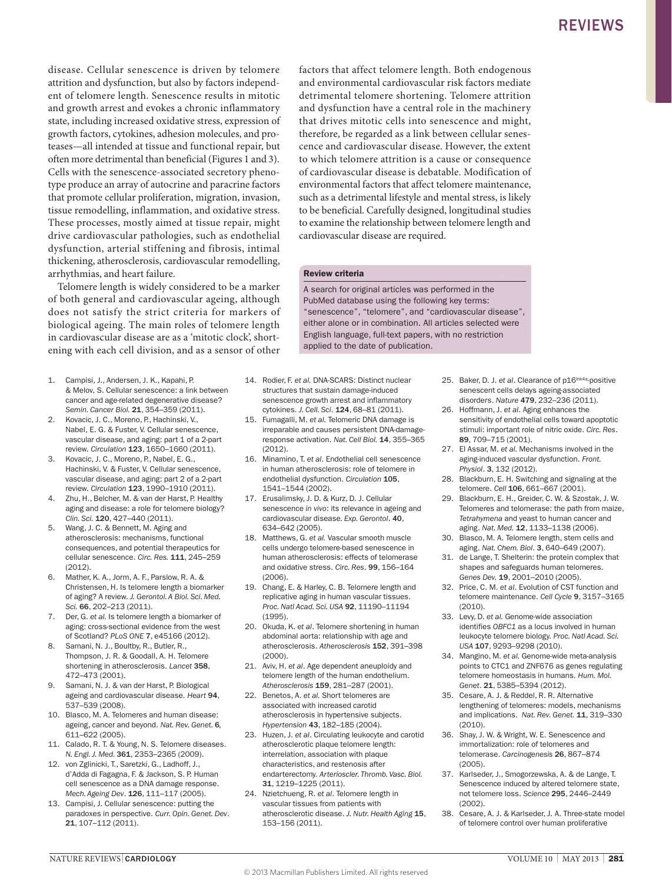disease. Cellular senescence is driven by telomere attrition and dysfunction, but also by factors independent of telomere length. Senescence results in mitotic and growth arrest and evokes a chronic inflammatory state, including increased oxidative stress, expression of growth factors, cytokines, adhesion molecules, and proteases—all intended at tissue and functional repair, but often more detrimental than beneficial (Figures 1 and 3). Cells with the senescence-associated secretory phenotype produce an array of autocrine and paracrine factors that promote cellular proliferation, migration, invasion, tissue remodelling, inflammation, and oxidative stress. These processes, mostly aimed at tissue repair, might drive cardiovascular pathologies, such as endothelial dysfunction, arterial stiffening and fibrosis, intimal thickening, atherosclerosis, cardiovascular remodelling, arrhythmias, and heart failure.

Telomere length is widely considered to be a marker of both general and cardiovascular ageing, although does not satisfy the strict criteria for markers of biological ageing. The main roles of telomere length in cardiovascular disease are as a 'mitotic clock', shortening with each cell division, and as a sensor of other factors that affect telomere length. Both endogenous and environmental cardiovascular risk factors mediate detrimental telomere shortening. Telomere attrition and dysfunction have a central role in the machinery that drives mitotic cells into senescence and might, therefore, be regarded as a link between cellular senescence and cardiovascular disease. However, the extent to which telomere attrition is a cause or consequence of cardiovascular disease is debatable. Modification of environmental factors that affect telomere maintenance, such as a detrimental lifestyle and mental stress, is likely to be beneficial. Carefully designed, longitudinal studies to examine the relationship between telomere length and cardiovascular disease are required.

**Review criteria**

A search for original articles was performed in the PubMed database using the following key terms: "senescence", "telomere", and "cardiovascular disease", either alone or in combination. All articles selected were English language, full-text papers, with no restriction applied to the date of publication.

1. Campisi, J., Andersen, J. K., Kapahi, P. & Melov, S. Cellular senescence: a link between cancer and age-related degenerative disease? *Semin. Cancer Biol.* **21**, 354–359 (2011).
2. Kovacic, J. C., Moreno, P., Hachinski, V., Nabel, E. G. & Fuster, V. Cellular senescence, vascular disease, and aging: part 1 of a 2-part review. *Circulation* **123**, 1650–1660 (2011).
3. Kovacic, J. C., Moreno, P., Nabel, E. G., Hachinski, V. & Fuster, V. Cellular senescence, vascular disease, and aging: part 2 of a 2-part review. *Circulation* **123**, 1990–1910 (2011).
4. Zhu, H., Belcher, M. & van der Harst, P. Healthy aging and disease: a role for telomere biology? *Clin. Sci.* **120**, 427–440 (2011).
5. Wang, J. C. & Bennett, M. Aging and atherosclerosis: mechanisms, functional consequences, and potential therapeutics for cellular senescence. *Circ. Res.* **111**, 245–259 (2012).
6. Mather, K. A., Jorm, A. F., Parslow, R. A. & Christensen, H. Is telomere length a biomarker of aging? A review. *J. Gerontol. A Biol. Sci. Med. Sci.* **66**, 202–213 (2011).
7. Der, G. *et al.* Is telomere length a biomarker of aging: cross-sectional evidence from the west of Scotland? *PLoS ONE* **7**, e45166 (2012).
8. Samani, N. J., Boultby, R., Butler, R., Thompson, J. R. & Goodall, A. H. Telomere shortening in atherosclerosis. *Lancet* **358**, 472–473 (2001).
9. Samani, N. J. & van der Harst, P. Biological ageing and cardiovascular disease. *Heart* **94**, 537–539 (2008).
10. Blasco, M. A. Telomeres and human disease: ageing, cancer and beyond. *Nat. Rev. Genet.* **6**, 611–622 (2005).
11. Calado, R. T. & Young, N. S. Telomere diseases. *N. Engl. J. Med.* **361**, 2353–2365 (2009).
12. von Zglinicki, T., Saretzki, G., Ladhoff, J., d'Adda di Fagagna, F. & Jackson, S. P. Human cell senescence as a DNA damage response. *Mech. Ageing Dev*. **126**, 111–117 (2005).
13. Campisi, J. Cellular senescence: putting the paradoxes in perspective. *Curr. Opin. Genet. Dev*. **21**, 107–112 (2011).
14. Rodier, F. *et al.* DNA-SCARS: Distinct nuclear structures that sustain damage-induced senescence growth arrest and inflammatory cytokines. *J. Cell. Sci*. **124**, 68–81 (2011).
15. Fumagalli, M. *et al.* Telomeric DNA damage is irreparable and causes persistent DNA-damage-response activation. *Nat. Cell Biol.* **14**, 355–365 (2012).
16. Minamino, T. *et al*. Endothelial cell senescence in human atherosclerosis: role of telomere in endothelial dysfunction. *Circulation* **105**, 1541–1544 (2002).
17. Erusalimsky, J. D. & Kurz, D. J. Cellular senescence *in vivo*: its relevance in ageing and cardiovascular disease. *Exp. Gerontol*. **40**, 634–642 (2005).
18. Matthews, G. *et al.* Vascular smooth muscle cells undergo telomere-based senescence in human atherosclerosis: effects of telomerase and oxidative stress. *Circ. Res*. **99**, 156–164 (2006).
19. Chang, E. & Harley, C. B. Telomere length and replicative aging in human vascular tissues. *Proc. Natl Acad. Sci. USA* **92**, 11190–11194 (1995).
20. Okuda, K. *et al*. Telomere shortening in human abdominal aorta: relationship with age and atherosclerosis. *Atherosclerosis* **152**, 391–398 (2000).
21. Aviv, H. *et al*. Age dependent aneuploidy and telomere length of the human endothelium. *Atherosclerosis* **159**, 281–287 (2001).
22. Benetos, A. *et al.* Short telomeres are associated with increased carotid atherosclerosis in hypertensive subjects. *Hypertension* **43**, 182–185 (2004).
23. Huzen, J. *et al*. Circulating leukocyte and carotid atherosclerotic plaque telomere length: interrelation, association with plaque characteristics, and restenosis after endarterectomy. *Arterioscler. Thromb. Vasc. Biol.* **31**, 1219–1225 (2011).
24. Nzietchueng, R. *et al*. Telomere length in vascular tissues from patients with atherosclerotic disease. *J. Nutr. Health Aging* **15**, 153–156 (2011).
25. Baker, D. J. *et al*. Clearance of p16[Ink4a]-positive senescent cells delays ageing-associated disorders. *Nature* **479**, 232–236 (2011).
26. Hoffmann, J. *et al*. Aging enhances the sensitivity of endothelial cells toward apoptotic stimuli: important role of nitric oxide. *Circ. Res*. **89**, 709–715 (2001).
27. El Assar, M. *et al.* Mechanisms involved in the aging-induced vascular dysfunction. *Front. Physiol*. **3**, 132 (2012).
28. Blackburn, E. H. Switching and signaling at the telomere. *Cell* **106**, 661–667 (2001).
29. Blackburn, E. H., Greider, C. W. & Szostak, J. W. Telomeres and telomerase: the path from maize, *Tetrahymena* and yeast to human cancer and aging. *Nat. Med.* **12**, 1133–1138 (2006).
30. Blasco, M. A. Telomere length, stem cells and aging. *Nat. Chem. Biol*. **3**, 640–649 (2007).
31. de Lange, T. Shelterin: the protein complex that shapes and safeguards human telomeres. *Genes Dev.* **19**, 2001–2010 (2005).
32. Price, C. M. *et al*. Evolution of CST function and telomere maintenance. *Cell Cycle* **9**, 3157–3165 (2010).
33. Levy, D. *et al.* Genome-wide association identifies *OBFC1* as a locus involved in human leukocyte telomere biology. *Proc. Natl Acad. Sci. USA* **107**, 9293–9298 (2010).
34. Mangino, M. *et al.* Genome-wide meta-analysis points to CTC1 and ZNF676 as genes regulating telomere homeostasis in humans. *Hum. Mol. Genet*. **21**, 5385–5394 (2012).
35. Cesare, A. J. & Reddel, R. R. Alternative lengthening of telomeres: models, mechanisms and implications. *Nat. Rev. Genet.* **11**, 319–330 (2010).
36. Shay, J. W. & Wright, W. E. Senescence and immortalization: role of telomeres and telomerase. *Carcinogenesis* **26**, 867–874 (2005).
37. Karlseder, J., Smogorzewska, A. & de Lange, T. Senescence induced by altered telomere state, not telomere loss. *Science* **295**, 2446–2449 (2002).
38. Cesare, A. J. & Karlseder, J. A. Three-state model of telomere control over human proliferative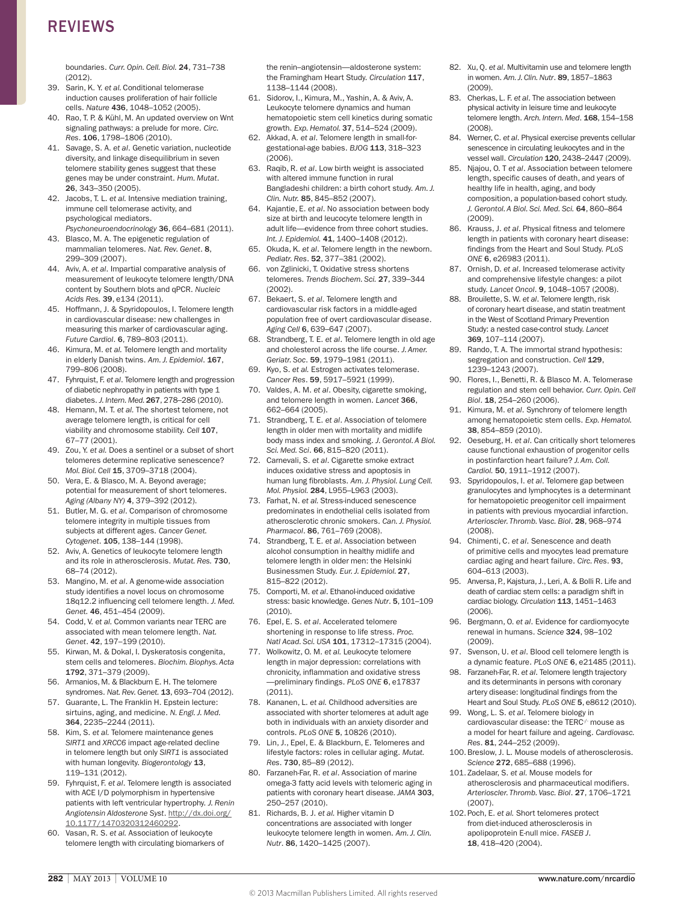boundaries. *Curr. Opin. Cell. Biol.* **24**, 731–738 (2012).

39. Sarin, K. Y. *et al.* Conditional telomerase induction causes proliferation of hair follicle cells. *Nature* **436**, 1048–1052 (2005).
40. Rao, T. P. & Kühl, M. An updated overview on Wnt signaling pathways: a prelude for more. *Circ. Res*. **106**, 1798–1806 (2010).
41. Savage, S. A. *et al*. Genetic variation, nucleotide diversity, and linkage disequilibrium in seven telomere stability genes suggest that these genes may be under constraint. *Hum. Mutat*. **26**, 343–350 (2005).
42. Jacobs, T. L. *et al.* Intensive mediation training, immune cell telomerase activity, and psychological mediators. *Psychoneuroendocrinology* **36**, 664–681 (2011).
43. Blasco, M. A. The epigenetic regulation of mammalian telomeres. *Nat. Rev. Genet*. **8**, 299–309 (2007).
44. Aviv, A. *et al*. Impartial comparative analysis of measurement of leukocyte telomere length/DNA content by Southern blots and qPCR. *Nucleic Acids Res.* **39**, e134 (2011).
45. Hoffmann, J. & Spyridopoulos, I. Telomere length in cardiovascular disease: new challenges in measuring this marker of cardiovascular aging. *Future Cardiol*. **6**, 789–803 (2011).
46. Kimura, M. *et al.* Telomere length and mortality in elderly Danish twins. *Am. J. Epidemiol*. **167**, 799–806 (2008).
47. Fyhrquist, F. *et al*. Telomere length and progression of diabetic nephropathy in patients with type 1 diabetes. *J. Intern. Med.* **267**, 278–286 (2010).
48. Hemann, M. T. *et al*. The shortest telomere, not average telomere length, is critical for cell viability and chromosome stability. *Cell* **107**, 67–77 (2001).
49. Zou, Y. *et al.* Does a sentinel or a subset of short telomeres determine replicative senescence? *Mol. Biol. Cell* **15**, 3709–3718 (2004).
50. Vera, E. & Blasco, M. A. Beyond average; potential for measurement of short telomeres. *Aging (Albany NY)* **4**, 379–392 (2012).
51. Butler, M. G. *et al*. Comparison of chromosome telomere integrity in multiple tissues from subjects at different ages. *Cancer Genet. Cytogenet*. **105**, 138–144 (1998).
52. Aviv, A. Genetics of leukocyte telomere length and its role in atherosclerosis. *Mutat. Res.* **730**, 68–74 (2012).
53. Mangino, M. *et al*. A genome-wide association study identifies a novel locus on chromosome 18q12.2 influencing cell telomere length. *J. Med. Genet.* **46**, 451–454 (2009).
54. Codd, V. *et al.* Common variants near TERC are associated with mean telomere length. *Nat. Genet*. **42**, 197–199 (2010).
55. Kirwan, M. & Dokal, I. Dyskeratosis congenita, stem cells and telomeres. *Biochim. Biophys. Acta* **1792**, 371–379 (2009).
56. Armanios, M. & Blackburn E. H. The telomere syndromes. *Nat. Rev. Genet.* **13**, 693–704 (2012).
57. Guarante, L. The Franklin H. Epstein lecture: sirtuins, aging, and medicine. *N. Engl. J. Med.* **364**, 2235–2244 (2011).
58. Kim, S. *et al.* Telomere maintenance genes *SIRT1* and *XRCC6* impact age-related decline in telomere length but only *SIRT1* is associated with human longevity. *Biogerontology* **13**, 119–131 (2012).
59. Fyhrquist, F. *et al*. Telomere length is associated with ACE I/D polymorphism in hypertensive patients with left ventricular hypertrophy. *J. Renin Angiotensin Aldosterone Syst*. http://dx.doi.org/10.1177/1470320312460292.
60. Vasan, R. S. *et al.* Association of leukocyte telomere length with circulating biomarkers of the renin–angiotensin—aldosterone system: the Framingham Heart Study. *Circulation* **117**, 1138–1144 (2008).
61. Sidorov, I., Kimura, M., Yashin, A. & Aviv, A. Leukocyte telomere dynamics and human hematopoietic stem cell kinetics during somatic growth. *Exp. Hematol.* **37**, 514–524 (2009).
62. Akkad, A. *et al*. Telomere length in small-for-gestational-age babies. *BJOG* **113**, 318–323 (2006).
63. Raqib, R. *et al*. Low birth weight is associated with altered immune function in rural Bangladeshi children: a birth cohort study. *Am. J. Clin. Nutr.* **85**, 845–852 (2007).
64. Kajantie, E. *et al*. No association between body size at birth and leucocyte telomere length in adult life—evidence from three cohort studies. *Int. J. Epidemiol.* **41**, 1400–1408 (2012).
65. Okuda, K. *et al*. Telomere length in the newborn. *Pediatr. Res*. **52**, 377–381 (2002).
66. von Zglinicki, T. Oxidative stress shortens telomeres. *Trends Biochem. Sci.* **27**, 339–344 (2002).
67. Bekaert, S. *et al*. Telomere length and cardiovascular risk factors in a middle-aged population free of overt cardiovascular disease. *Aging Cell* **6**, 639–647 (2007).
68. Strandberg, T. E. *et al*. Telomere length in old age and cholesterol across the life course. *J. Amer. Geriatr. Soc*. **59**, 1979–1981 (2011).
69. Kyo, S. *et al.* Estrogen activates telomerase. *Cancer Res*. **59**, 5917–5921 (1999).
70. Valdes, A. M. *et al*. Obesity, cigarette smoking, and telomere length in women. *Lancet* **366**, 662–664 (2005).
71. Strandberg, T. E. *et al*. Association of telomere length in older men with mortality and midlife body mass index and smoking. *J. Gerontol. A Biol. Sci. Med. Sci*. **66**, 815–820 (2011).
72. Carnevali, S. *et al*. Cigarette smoke extract induces oxidative stress and apoptosis in human lung fibroblasts. *Am. J. Physiol. Lung Cell. Mol. Physiol.* **284**, L955–L963 (2003).
73. Farhat, N. *et al.* Stress-induced senescence predominates in endothelial cells isolated from atherosclerotic chronic smokers. *Can. J. Physiol. Pharmacol*. **86**, 761–769 (2008).
74. Strandberg, T. E. *et al*. Association between alcohol consumption in healthy midlife and telomere length in older men: the Helsinki Businessmen Study. *Eur. J. Epidemiol.* **27**, 815–822 (2012).
75. Comporti, M. *et al*. Ethanol-induced oxidative stress: basic knowledge. *Genes Nutr*. **5**, 101–109 (2010).
76. Epel, E. S. *et al*. Accelerated telomere shortening in response to life stress. *Proc. Natl Acad. Sci. USA* **101**, 17312–17315 (2004).
77. Wolkowitz, O. M. *et al.* Leukocyte telomere length in major depression: correlations with chronicity, inflammation and oxidative stress —preliminary findings. *PLoS ONE* **6**, e17837 (2011).
78. Kananen, L. *et al.* Childhood adversities are associated with shorter telomeres at adult age both in individuals with an anxiety disorder and controls. *PLoS ONE* **5**, 10826 (2010).
79. Lin, J., Epel, E. & Blackburn, E. Telomeres and lifestyle factors: roles in cellular aging. *Mutat. Res*. **730**, 85–89 (2012).
80. Farzaneh-Far, R. *et al*. Association of marine omega-3 fatty acid levels with telomeric aging in patients with coronary heart disease. *JAMA* **303**, 250–257 (2010).
81. Richards, B. J. *et al.* Higher vitamin D concentrations are associated with longer leukocyte telomere length in women. *Am. J. Clin. Nutr*. **86**, 1420–1425 (2007).
82. Xu, Q. *et al*. Multivitamin use and telomere length in women. *Am. J. Clin. Nutr*. **89**, 1857–1863 (2009).
83. Cherkas, L. F. *et al*. The association between physical activity in leisure time and leukocyte telomere length. *Arch. Intern. Med*. **168**, 154–158 (2008).
84. Werner, C. *et al*. Physical exercise prevents cellular senescence in circulating leukocytes and in the vessel wall. *Circulation* **120**, 2438–2447 (2009).
85. Njajou, O. T *et al*. Association between telomere length, specific causes of death, and years of healthy life in health, aging, and body composition, a population-based cohort study. *J. Gerontol. A Biol. Sci. Med. Sci.* **64**, 860–864 (2009).
86. Krauss, J. *et al*. Physical fitness and telomere length in patients with coronary heart disease: findings from the Heart and Soul Study. *PLoS ONE* **6**, e26983 (2011).
87. Ornish, D. *et al*. Increased telomerase activity and comprehensive lifestyle changes: a pilot study. *Lancet Oncol*. **9**, 1048–1057 (2008).
88. Brouilette, S. W. *et al*. Telomere length, risk of coronary heart disease, and statin treatment in the West of Scotland Primary Prevention Study: a nested case-control study. *Lancet* **369**, 107–114 (2007).
89. Rando, T. A. The immortal strand hypothesis: segregation and construction. *Cell* **129**, 1239–1243 (2007).
90. Flores, I., Benetti, R. & Blasco M. A. Telomerase regulation and stem cell behavior. *Curr. Opin. Cell Biol*. **18**, 254–260 (2006).
91. Kimura, M. *et al*. Synchrony of telomere length among hematopoietic stem cells. *Exp. Hematol.* **38**, 854–859 (2010).
92. Oeseburg, H. *et al*. Can critically short telomeres cause functional exhaustion of progenitor cells in postinfarction heart failure? *J. Am. Coll. Cardiol.* **50**, 1911–1912 (2007).
93. Spyridopoulos, I. *et al*. Telomere gap between granulocytes and lymphocytes is a determinant for hematopoietic preogenitor cell impairment in patients with previous myocardial infarction. *Arterioscler. Thromb. Vasc. Biol*. **28**, 968–974 (2008).
94. Chimenti, C. *et al*. Senescence and death of primitive cells and myocytes lead premature cardiac aging and heart failure. *Circ. Res*. **93**, 604–613 (2003).
95. Anversa, P., Kajstura, J., Leri, A. & Bolli R. Life and death of cardiac stem cells: a paradigm shift in cardiac biology. *Circulation* **113**, 1451–1463 (2006).
96. Bergmann, O. *et al*. Evidence for cardiomyocyte renewal in humans. *Science* **324**, 98–102 (2009).
97. Svenson, U. *et al*. Blood cell telomere length is a dynamic feature. *PLoS ONE* **6**, e21485 (2011).
98. Farzaneh-Far, R. *et al*. Telomere length trajectory and its determinants in persons with coronary artery disease: longitudinal findings from the Heart and Soul Study. *PLoS ONE* **5**, e8612 (2010).
99. Wong, L. S. *et al*. Telomere biology in cardiovascular disease: the TERC$^{-/-}$ mouse as a model for heart failure and ageing. *Cardiovasc. Res*. **81**, 244–252 (2009).
100. Breslow, J. L. Mouse models of atherosclerosis. *Science* **272**, 685–688 (1996).
101. Zadelaar, S. *et al.* Mouse models for atherosclerosis and pharmaceutical modifiers. *Arterioscler. Thromb. Vasc. Biol*. **27**, 1706–1721 (2007).
102. Poch, E. *et al.* Short telomeres protect from diet-induced atherosclerosis in apolipoprotein E-null mice. *FASEB J*. **18**, 418–420 (2004).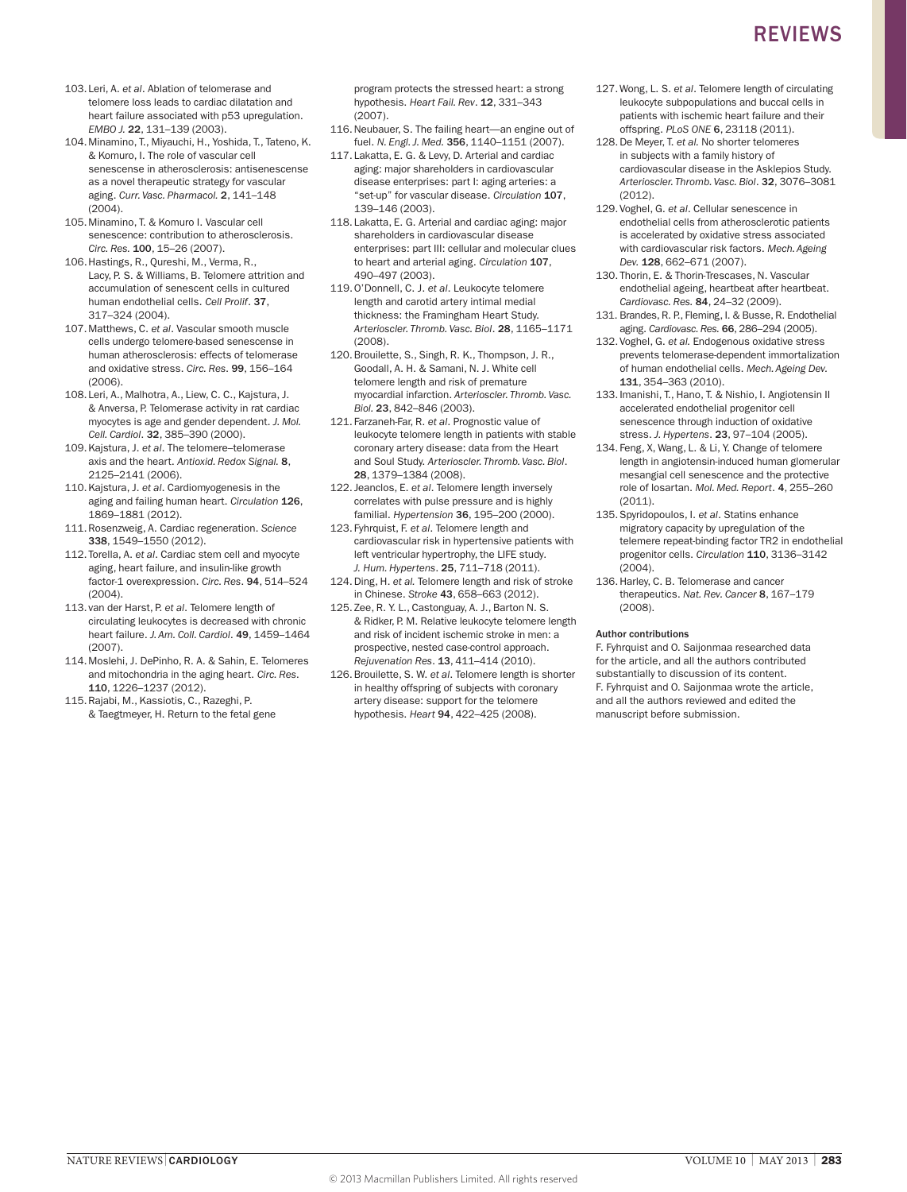103. Leri, A. *et al*. Ablation of telomerase and telomere loss leads to cardiac dilatation and heart failure associated with p53 upregulation. *EMBO J.* **22**, 131–139 (2003).
104. Minamino, T., Miyauchi, H., Yoshida, T., Tateno, K. & Komuro, I. The role of vascular cell senescense in atherosclerosis: antisenescense as a novel therapeutic strategy for vascular aging. *Curr. Vasc. Pharmacol.* **2**, 141–148 (2004).
105. Minamino, T. & Komuro I. Vascular cell senescence: contribution to atherosclerosis. *Circ. Res.* **100**, 15–26 (2007).
106. Hastings, R., Qureshi, M., Verma, R., Lacy, P. S. & Williams, B. Telomere attrition and accumulation of senescent cells in cultured human endothelial cells. *Cell Prolif*. **37**, 317–324 (2004).
107. Matthews, C. *et al*. Vascular smooth muscle cells undergo telomere-based senescence in human atherosclerosis: effects of telomerase and oxidative stress. *Circ. Res*. **99**, 156–164 (2006).
108. Leri, A., Malhotra, A., Liew, C. C., Kajstura, J. & Anversa, P. Telomerase activity in rat cardiac myocytes is age and gender dependent. *J. Mol. Cell. Cardiol*. **32**, 385–390 (2000).
109. Kajstura, J. *et al*. The telomere–telomerase axis and the heart. *Antioxid. Redox Signal.* **8**, 2125–2141 (2006).
110. Kajstura, J. *et al*. Cardiomyogenesis in the aging and failing human heart. *Circulation* **126**, 1869–1881 (2012).
111. Rosenzweig, A. Cardiac regeneration. *Science* **338**, 1549–1550 (2012).
112. Torella, A. *et al*. Cardiac stem cell and myocyte aging, heart failure, and insulin-like growth factor-1 overexpression. *Circ. Res*. **94**, 514–524 (2004).
113. van der Harst, P. *et al*. Telomere length of circulating leukocytes is decreased with chronic heart failure. *J. Am. Coll. Cardiol*. **49**, 1459–1464 (2007).
114. Moslehi, J. DePinho, R. A. & Sahin, E. Telomeres and mitochondria in the aging heart. *Circ. Res*. **110**, 1226–1237 (2012).
115. Rajabi, M., Kassiotis, C., Razeghi, P. & Taegtmeyer, H. Return to the fetal gene program protects the stressed heart: a strong hypothesis. *Heart Fail. Rev*. **12**, 331–343 (2007).
116. Neubauer, S. The failing heart—an engine out of fuel. *N. Engl. J. Med.* **356**, 1140–1151 (2007).
117. Lakatta, E. G. & Levy, D. Arterial and cardiac aging: major shareholders in cardiovascular disease enterprises: part I: aging arteries: a "set-up" for vascular disease. *Circulation* **107**, 139–146 (2003).
118. Lakatta, E. G. Arterial and cardiac aging: major shareholders in cardiovascular disease enterprises: part III: cellular and molecular clues to heart and arterial aging. *Circulation* **107**, 490–497 (2003).
119. O'Donnell, C. J. *et al*. Leukocyte telomere length and carotid artery intimal medial thickness: the Framingham Heart Study. *Arterioscler. Thromb. Vasc. Biol*. **28**, 1165–1171 (2008).
120. Brouilette, S., Singh, R. K., Thompson, J. R., Goodall, A. H. & Samani, N. J. White cell telomere length and risk of premature myocardial infarction. *Arterioscler. Thromb. Vasc. Biol.* **23**, 842–846 (2003).
121. Farzaneh-Far, R. *et al*. Prognostic value of leukocyte telomere length in patients with stable coronary artery disease: data from the Heart and Soul Study. *Arterioscler. Thromb. Vasc. Biol*. **28**, 1379–1384 (2008).
122. Jeanclos, E. *et al*. Telomere length inversely correlates with pulse pressure and is highly familial. *Hypertension* **36**, 195–200 (2000).
123. Fyhrquist, F. *et al*. Telomere length and cardiovascular risk in hypertensive patients with left ventricular hypertrophy, the LIFE study. *J. Hum. Hypertens*. **25**, 711–718 (2011).
124. Ding, H. *et al.* Telomere length and risk of stroke in Chinese. *Stroke* **43**, 658–663 (2012).
125. Zee, R. Y. L., Castonguay, A. J., Barton N. S. & Ridker, P. M. Relative leukocyte telomere length and risk of incident ischemic stroke in men: a prospective, nested case-control approach. *Rejuvenation Res*. **13**, 411–414 (2010).
126. Brouilette, S. W. *et al*. Telomere length is shorter in healthy offspring of subjects with coronary artery disease: support for the telomere hypothesis. *Heart* **94**, 422–425 (2008).
127. Wong, L. S. *et al*. Telomere length of circulating leukocyte subpopulations and buccal cells in patients with ischemic heart failure and their offspring. *PLoS ONE* **6**, 23118 (2011).
128. De Meyer, T. *et al.* No shorter telomeres in subjects with a family history of cardiovascular disease in the Asklepios Study. *Arterioscler. Thromb. Vasc. Biol*. **32**, 3076–3081 (2012).
129. Voghel, G. *et al*. Cellular senescence in endothelial cells from atherosclerotic patients is accelerated by oxidative stress associated with cardiovascular risk factors. *Mech. Ageing Dev.* **128**, 662–671 (2007).
130. Thorin, E. & Thorin-Trescases, N. Vascular endothelial ageing, heartbeat after heartbeat. *Cardiovasc. Res.* **84**, 24–32 (2009).
131. Brandes, R. P., Fleming, I. & Busse, R. Endothelial aging. *Cardiovasc. Res.* **66**, 286–294 (2005).
132. Voghel, G. *et al.* Endogenous oxidative stress prevents telomerase-dependent immortalization of human endothelial cells. *Mech. Ageing Dev.* **131**, 354–363 (2010).
133. Imanishi, T., Hano, T. & Nishio, I. Angiotensin II accelerated endothelial progenitor cell senescence through induction of oxidative stress. *J. Hypertens*. **23**, 97–104 (2005).
134. Feng, X, Wang, L. & Li, Y. Change of telomere length in angiotensin-induced human glomerular mesangial cell senescence and the protective role of losartan. *Mol. Med. Report*. **4**, 255–260 (2011).
135. Spyridopoulos, I. *et al*. Statins enhance migratory capacity by upregulation of the telemere repeat-binding factor TR2 in endothelial progenitor cells. *Circulation* **110**, 3136–3142 (2004).
136. Harley, C. B. Telomerase and cancer therapeutics. *Nat. Rev. Cancer* **8**, 167–179 (2008).

#### Author contributions

F. Fyhrquist and O. Saijonmaa researched data for the article, and all the authors contributed substantially to discussion of its content. F. Fyhrquist and O. Saijonmaa wrote the article, and all the authors reviewed and edited the manuscript before submission.